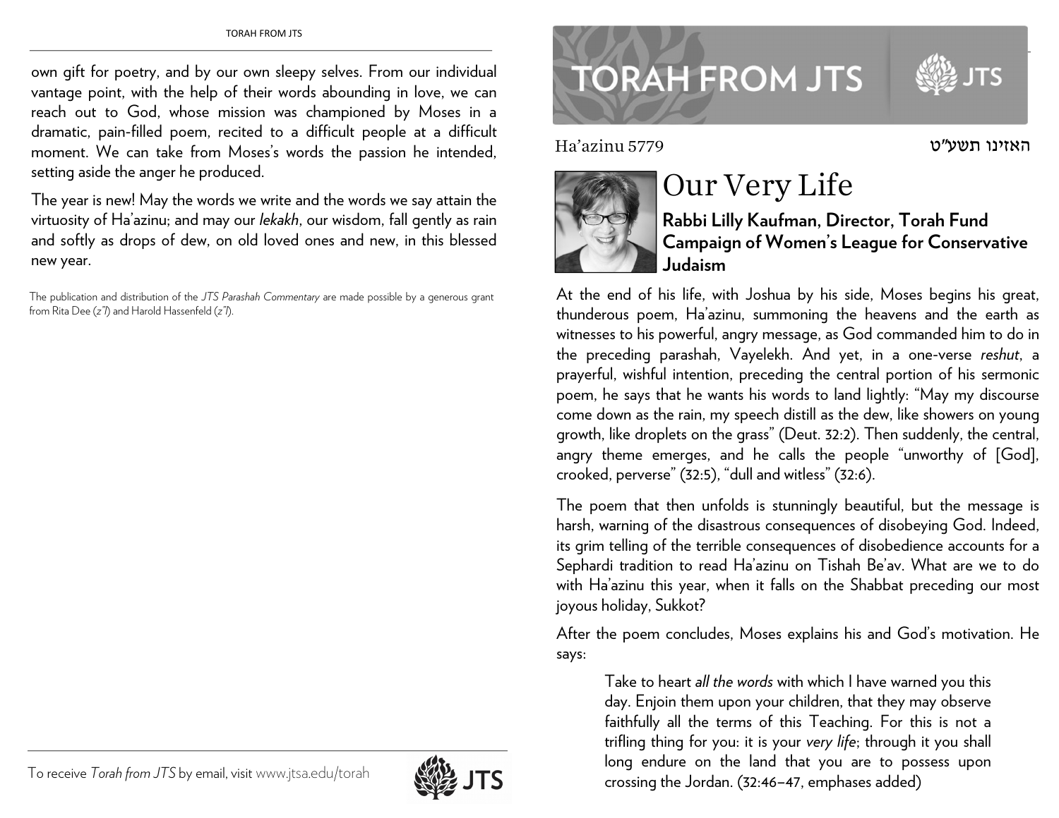# TORAH FROM JTS

Ha'azinu 5779 האזינו תשע"ט

## Our Very Life

**Rabbi Lilly Kaufman, Director, Torah Fund Campaign of Women's League for Conservative Judaism**

At the end of his life, with Joshua by his side, Moses begins his great, thunderous poem, Ha'azinu, summoning the heavens and the earth as witnesses to his powerful, angry message, as God commanded him to do in the preceding parashah, Vayelekh. And yet, in a one-verse *reshut*, a prayerful, wishful intention, preceding the central portion of his sermonic poem, he says that he wants his words to land lightly: "May my discourse come down as the rain, my speech distill as the dew, like showers on young growth, like droplets on the grass" (Deut. 32:2). Then suddenly, the central, angry theme emerges, and he calls the people "unworthy of [God], crooked, perverse" (32:5), "dull and witless" (32:6).

The poem that then unfolds is stunningly beautiful, but the message is harsh, warning of the disastrous consequences of disobeying God. Indeed, its grim telling of the terrible consequences of disobedience accounts for a Sephardi tradition to read Ha'azinu on Tishah Be'av. What are we to do with Ha'azinu this year, when it falls on the Shabbat preceding our most joyous holiday, Sukkot?

After the poem concludes, Moses explains his and God's motivation. He says:

> Take to heart *all the words* with which I have warned you this day. Enjoin them upon your children, that they may observe faithfully all the terms of this Teaching. For this is not a trifling thing for you: it is your *very life*; through it you shall long endure on the land that you are to possess upon crossing the Jordan. (32:46–47, emphases added)

own gift for poetry, and by our own sleepy selves. From our individual vantage point, with the help of their words abounding in love, we can reach out to God, whose mission was championed by Moses in a dramatic, pain-filled poem, recited to a difficult people at a difficult moment. We can take from Moses's words the passion he intended, setting aside the anger he produced.

The year is new! May the words we write and the words we say attain the virtuosity of Ha'azinu; and may our *lekakh*, our wisdom, fall gently as rain and softly as drops of dew, on old loved ones and new, in this blessed new year.

The publication and distribution of the *JTS Parashah Commentary* are made possible by a generous grant from Rita Dee (*z"l*) and Harold Hassenfeld (*z"l*).

To receive *Torah from JTS* by email, visit www.jtsa.edu/torah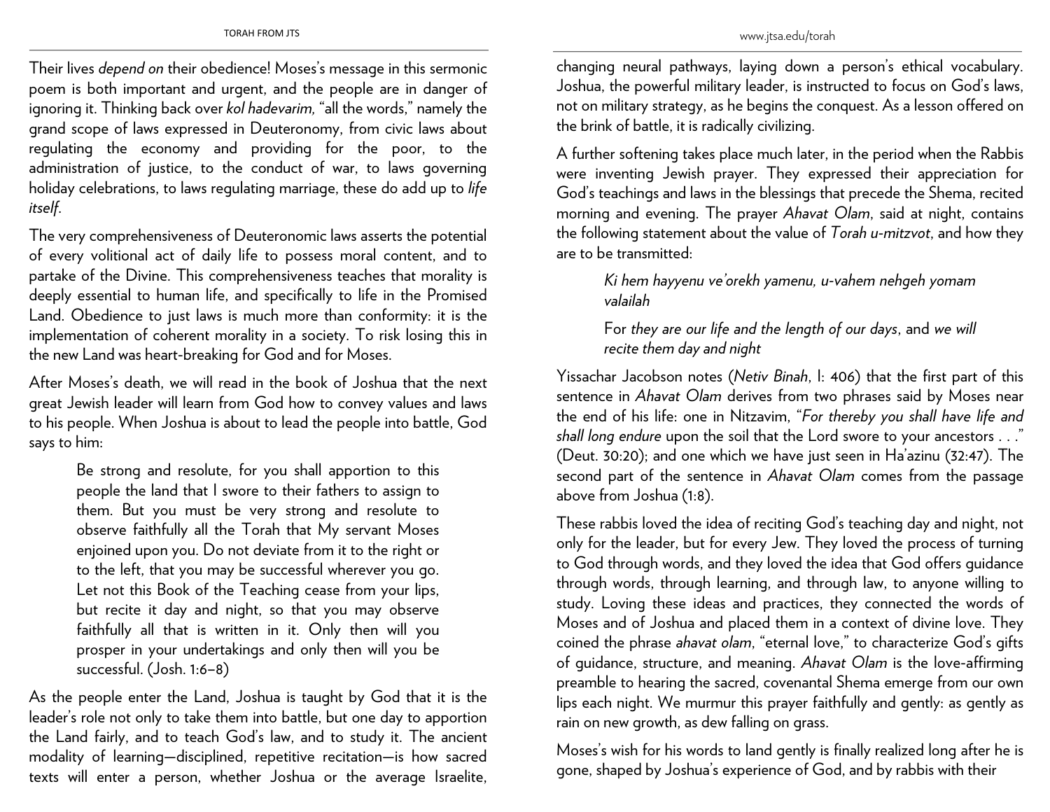Their lives *depend on* their obedience! Moses's message in this sermonic poem is both important and urgent, and the people are in danger of ignoring it. Thinking back over *kol hadevarim,* "all the words," namely the grand scope of laws expressed in Deuteronomy, from civic laws about regulating the economy and providing for the poor, to the administration of justice, to the conduct of war, to laws governing holiday celebrations, to laws regulating marriage, these do add up to *life itself*.

The very comprehensiveness of Deuteronomic laws asserts the potential of every volitional act of daily life to possess moral content, and to partake of the Divine. This comprehensiveness teaches that morality is deeply essential to human life, and specifically to life in the Promised Land. Obedience to just laws is much more than conformity: it is the implementation of coherent morality in a society. To risk losing this in the new Land was heart-breaking for God and for Moses.

After Moses's death, we will read in the book of Joshua that the next great Jewish leader will learn from God how to convey values and laws to his people. When Joshua is about to lead the people into battle, God says to him:

> Be strong and resolute, for you shall apportion to this people the land that I swore to their fathers to assign to them. But you must be very strong and resolute to observe faithfully all the Torah that My servant Moses enjoined upon you. Do not deviate from it to the right or to the left, that you may be successful wherever you go. Let not this Book of the Teaching cease from your lips, but recite it day and night, so that you may observe faithfully all that is written in it. Only then will you prosper in your undertakings and only then will you be successful. (Josh. 1:6–8)

As the people enter the Land, Joshua is taught by God that it is the leader's role not only to take them into battle, but one day to apportion the Land fairly, and to teach God's law, and to study it. The ancient modality of learning—disciplined, repetitive recitation—is how sacred texts will enter a person, whether Joshua or the average Israelite, changing neural pathways, laying down a person's ethical vocabulary. Joshua, the powerful military leader, is instructed to focus on God's laws, not on military strategy, as he begins the conquest. As a lesson offered on the brink of battle, it is radically civilizing.

A further softening takes place much later, in the period when the Rabbis were inventing Jewish prayer. They expressed their appreciation for God's teachings and laws in the blessings that precede the Shema, recited morning and evening. The prayer *Ahavat Olam*, said at night, contains the following statement about the value of *Torah u-mitzvot*, and how they are to be transmitted:

> *Ki hem hayyenu ve'orekh yamenu, u-vahem nehgeh yomam valailah*
>
> For *they are our life and the length of our days*, and *we will recite them day and night*

Yissachar Jacobson notes (*Netiv Binah*, I: 406) that the first part of this sentence in *Ahavat Olam* derives from two phrases said by Moses near the end of his life: one in Nitzavim, "*For thereby you shall have life and shall long endure* upon the soil that the Lord swore to your ancestors . . ." (Deut. 30:20); and one which we have just seen in Ha'azinu (32:47). The second part of the sentence in *Ahavat Olam* comes from the passage above from Joshua (1:8).

These rabbis loved the idea of reciting God's teaching day and night, not only for the leader, but for every Jew. They loved the process of turning to God through words, and they loved the idea that God offers guidance through words, through learning, and through law, to anyone willing to study. Loving these ideas and practices, they connected the words of Moses and of Joshua and placed them in a context of divine love. They coined the phrase *ahavat olam*, "eternal love," to characterize God's gifts of guidance, structure, and meaning. *Ahavat Olam* is the love-affirming preamble to hearing the sacred, covenantal Shema emerge from our own lips each night. We murmur this prayer faithfully and gently: as gently as rain on new growth, as dew falling on grass.

Moses's wish for his words to land gently is finally realized long after he is gone, shaped by Joshua's experience of God, and by rabbis with their